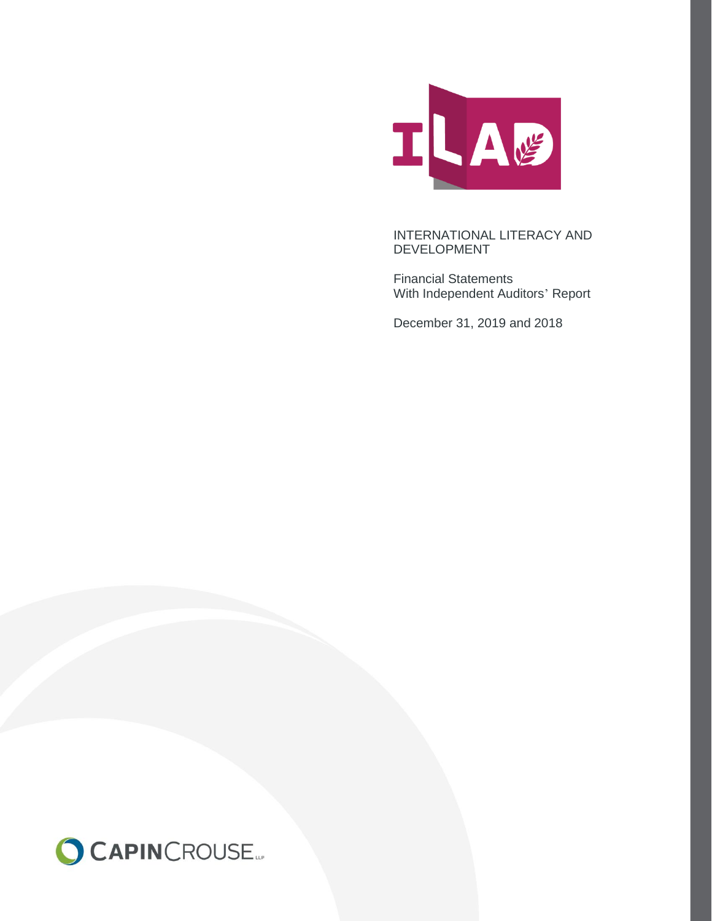ILAD

# INTERNATIONAL LITERACY AND DEVELOPMENT

Financial Statements
With Independent Auditors' Report

December 31, 2019 and 2018

CAPINCROUSE LLP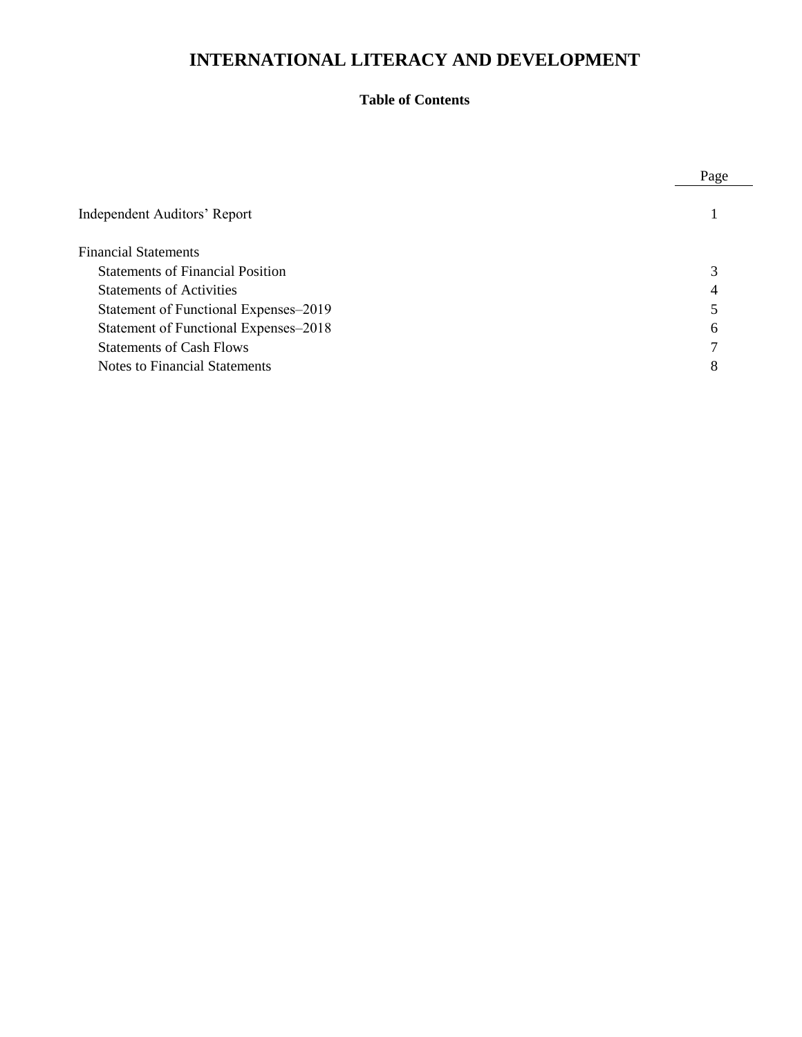# INTERNATIONAL LITERACY AND DEVELOPMENT

### Table of Contents

| | Page |
|---|---|
| Independent Auditors' Report | 1 |
| Financial Statements | |
| Statements of Financial Position | 3 |
| Statements of Activities | 4 |
| Statement of Functional Expenses–2019 | 5 |
| Statement of Functional Expenses–2018 | 6 |
| Statements of Cash Flows | 7 |
| Notes to Financial Statements | 8 |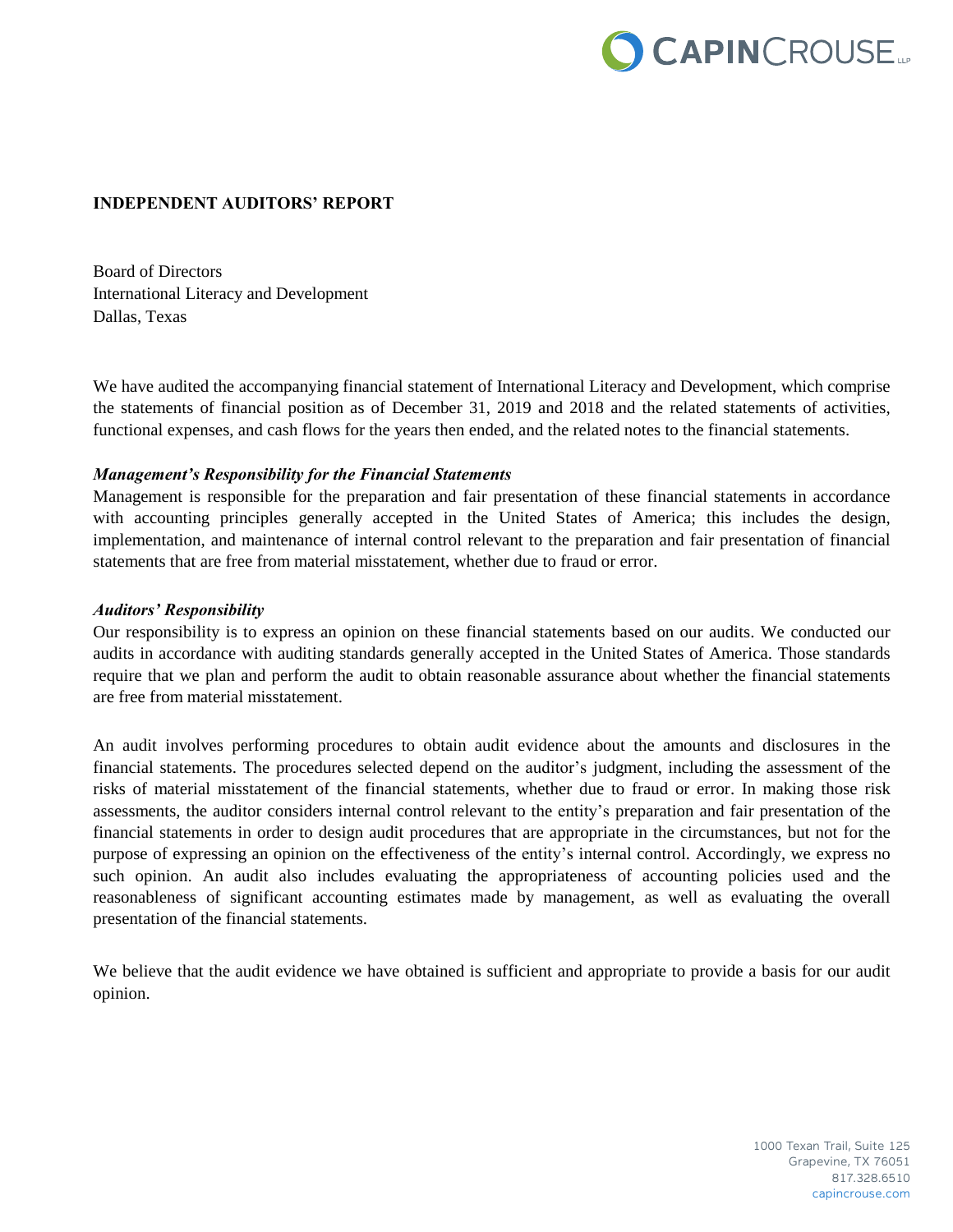## INDEPENDENT AUDITORS' REPORT

Board of Directors
International Literacy and Development
Dallas, Texas

We have audited the accompanying financial statement of International Literacy and Development, which comprise the statements of financial position as of December 31, 2019 and 2018 and the related statements of activities, functional expenses, and cash flows for the years then ended, and the related notes to the financial statements.

### *Management's Responsibility for the Financial Statements*

Management is responsible for the preparation and fair presentation of these financial statements in accordance with accounting principles generally accepted in the United States of America; this includes the design, implementation, and maintenance of internal control relevant to the preparation and fair presentation of financial statements that are free from material misstatement, whether due to fraud or error.

### *Auditors' Responsibility*

Our responsibility is to express an opinion on these financial statements based on our audits. We conducted our audits in accordance with auditing standards generally accepted in the United States of America. Those standards require that we plan and perform the audit to obtain reasonable assurance about whether the financial statements are free from material misstatement.

An audit involves performing procedures to obtain audit evidence about the amounts and disclosures in the financial statements. The procedures selected depend on the auditor's judgment, including the assessment of the risks of material misstatement of the financial statements, whether due to fraud or error. In making those risk assessments, the auditor considers internal control relevant to the entity's preparation and fair presentation of the financial statements in order to design audit procedures that are appropriate in the circumstances, but not for the purpose of expressing an opinion on the effectiveness of the entity's internal control. Accordingly, we express no such opinion. An audit also includes evaluating the appropriateness of accounting policies used and the reasonableness of significant accounting estimates made by management, as well as evaluating the overall presentation of the financial statements.

We believe that the audit evidence we have obtained is sufficient and appropriate to provide a basis for our audit opinion.

1000 Texan Trail, Suite 125
Grapevine, TX 76051
817.328.6510
capincrouse.com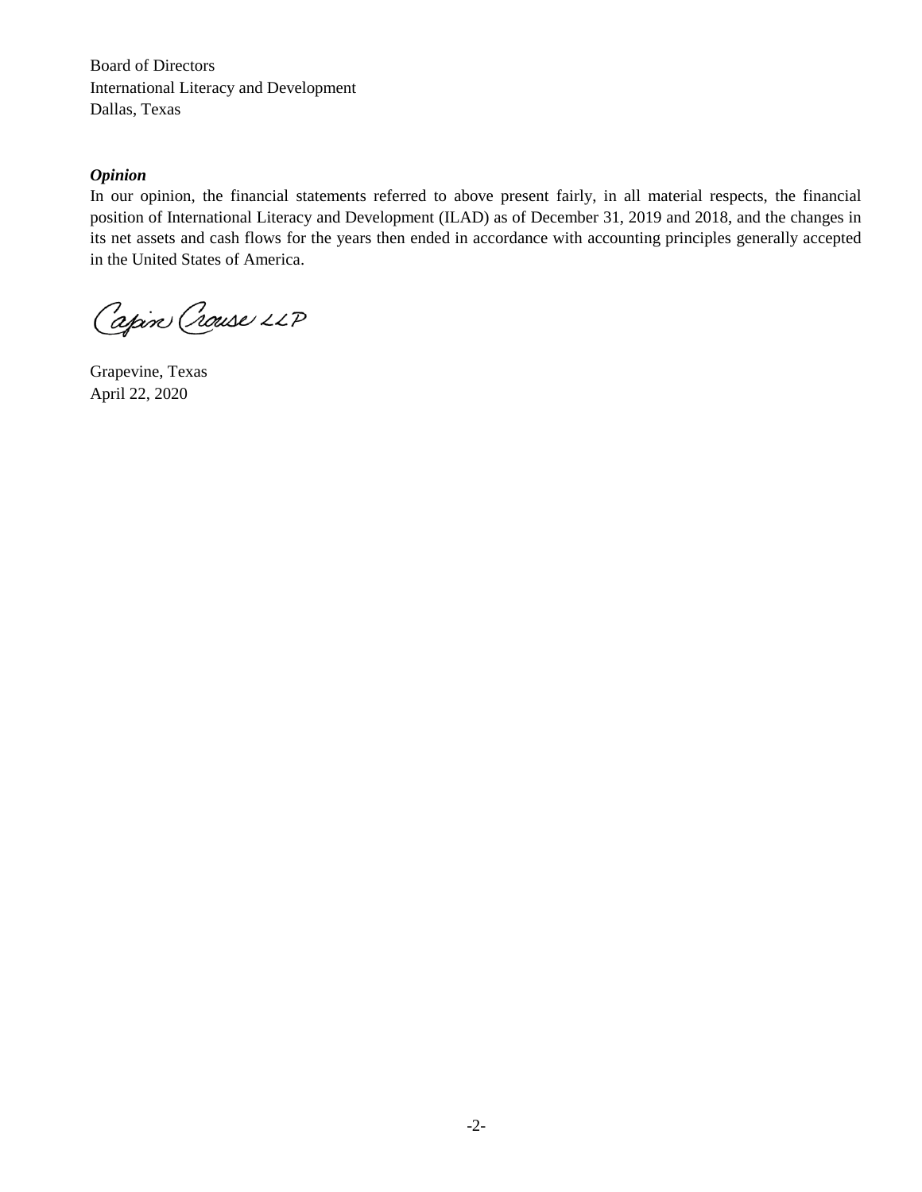Board of Directors
International Literacy and Development
Dallas, Texas

***Opinion***

In our opinion, the financial statements referred to above present fairly, in all material respects, the financial position of International Literacy and Development (ILAD) as of December 31, 2019 and 2018, and the changes in its net assets and cash flows for the years then ended in accordance with accounting principles generally accepted in the United States of America.

Capin Crouse LLP

Grapevine, Texas
April 22, 2020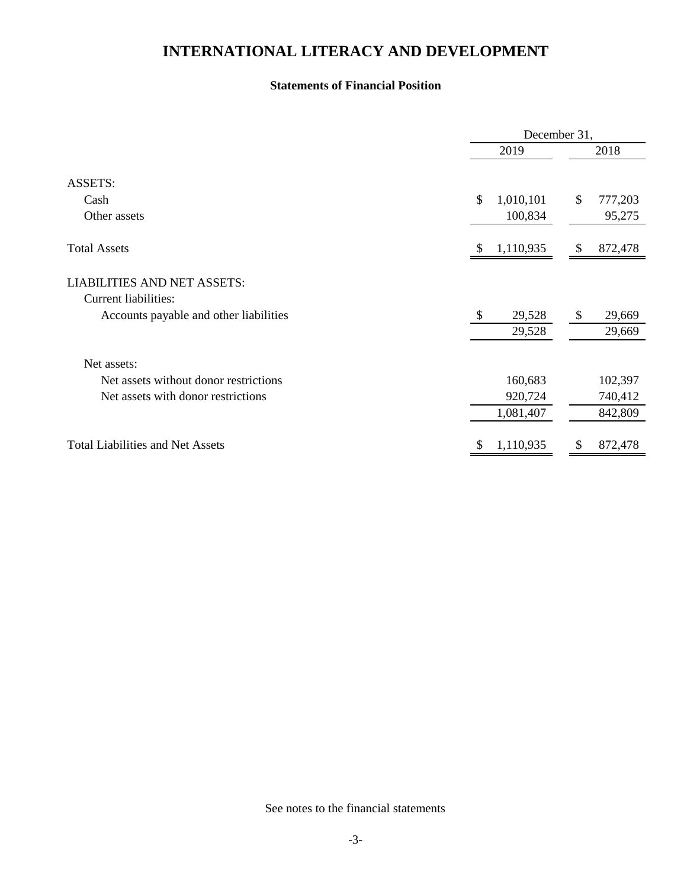# INTERNATIONAL LITERACY AND DEVELOPMENT

### Statements of Financial Position

| | December 31, | |
|---|---|---|
| | 2019 | 2018 |
| **ASSETS:** | | |
| Cash | $ 1,010,101 | $ 777,203 |
| Other assets | 100,834 | 95,275 |
| **Total Assets** | $ 1,110,935 | $ 872,478 |
| **LIABILITIES AND NET ASSETS:** | | |
| Current liabilities: | | |
| Accounts payable and other liabilities | $ 29,528 | $ 29,669 |
| | 29,528 | 29,669 |
| Net assets: | | |
| Net assets without donor restrictions | 160,683 | 102,397 |
| Net assets with donor restrictions | 920,724 | 740,412 |
| | 1,081,407 | 842,809 |
| **Total Liabilities and Net Assets** | $ 1,110,935 | $ 872,478 |

See notes to the financial statements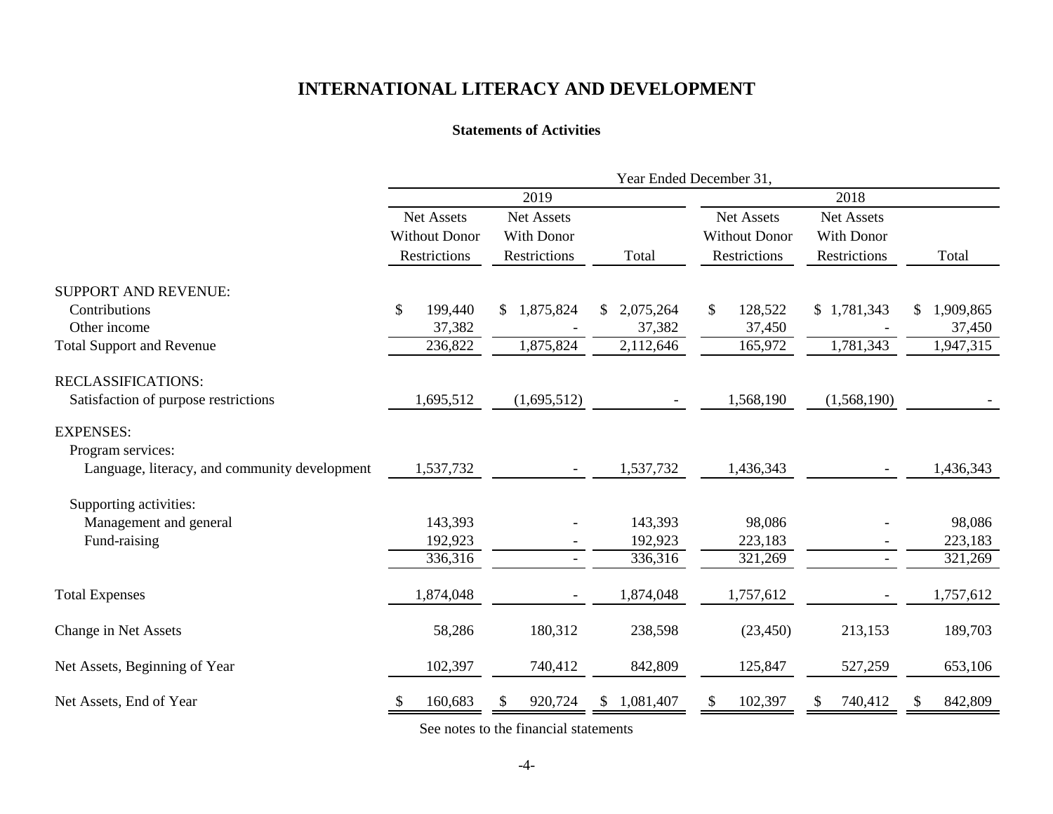# INTERNATIONAL LITERACY AND DEVELOPMENT

## Statements of Activities

| | Year Ended December 31, | | | | | |
|---|---|---|---|---|---|---|
| | 2019 | | | 2018 | | |
| | Net Assets Without Donor Restrictions | Net Assets With Donor Restrictions | Total | Net Assets Without Donor Restrictions | Net Assets With Donor Restrictions | Total |
| SUPPORT AND REVENUE: | | | | | | |
| Contributions | $ 199,440 | $ 1,875,824 | $ 2,075,264 | $ 128,522 | $ 1,781,343 | $ 1,909,865 |
| Other income | 37,382 | - | 37,382 | 37,450 | - | 37,450 |
| Total Support and Revenue | 236,822 | 1,875,824 | 2,112,646 | 165,972 | 1,781,343 | 1,947,315 |
| RECLASSIFICATIONS: | | | | | | |
| Satisfaction of purpose restrictions | 1,695,512 | (1,695,512) | - | 1,568,190 | (1,568,190) | - |
| EXPENSES: | | | | | | |
| Program services: | | | | | | |
| Language, literacy, and community development | 1,537,732 | - | 1,537,732 | 1,436,343 | - | 1,436,343 |
| Supporting activities: | | | | | | |
| Management and general | 143,393 | - | 143,393 | 98,086 | - | 98,086 |
| Fund-raising | 192,923 | - | 192,923 | 223,183 | - | 223,183 |
| | 336,316 | - | 336,316 | 321,269 | - | 321,269 |
| Total Expenses | 1,874,048 | - | 1,874,048 | 1,757,612 | - | 1,757,612 |
| Change in Net Assets | 58,286 | 180,312 | 238,598 | (23,450) | 213,153 | 189,703 |
| Net Assets, Beginning of Year | 102,397 | 740,412 | 842,809 | 125,847 | 527,259 | 653,106 |
| Net Assets, End of Year | $ 160,683 | $ 920,724 | $ 1,081,407 | $ 102,397 | $ 740,412 | $ 842,809 |

See notes to the financial statements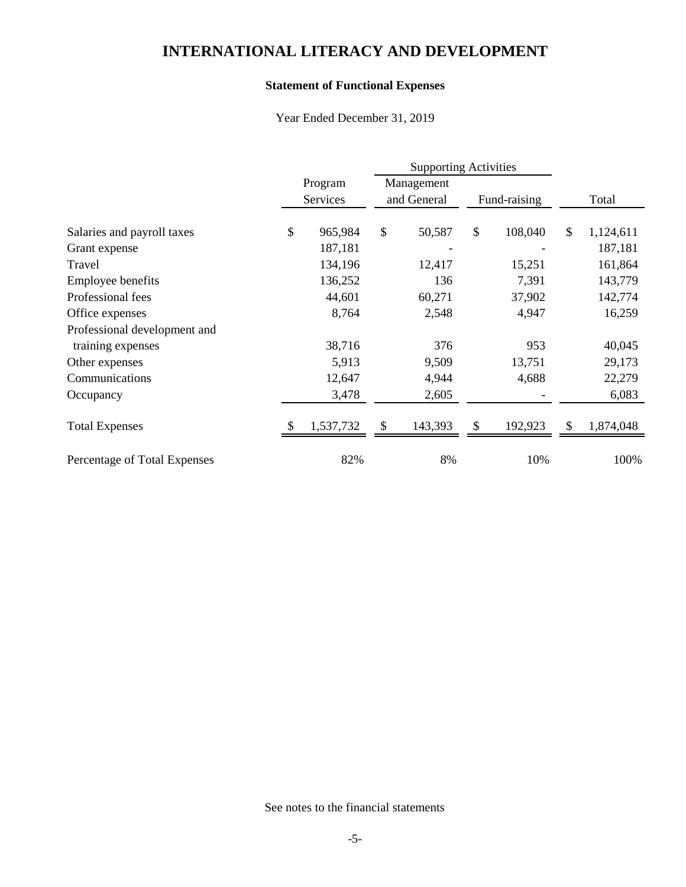# INTERNATIONAL LITERACY AND DEVELOPMENT

## Statement of Functional Expenses

Year Ended December 31, 2019

| | | Supporting Activities | | |
|---|---|---|---|---|
| | Program Services | Management and General | Fund-raising | Total |
| Salaries and payroll taxes | $ 965,984 | $ 50,587 | $ 108,040 | $ 1,124,611 |
| Grant expense | 187,181 | - | - | 187,181 |
| Travel | 134,196 | 12,417 | 15,251 | 161,864 |
| Employee benefits | 136,252 | 136 | 7,391 | 143,779 |
| Professional fees | 44,601 | 60,271 | 37,902 | 142,774 |
| Office expenses | 8,764 | 2,548 | 4,947 | 16,259 |
| Professional development and training expenses | 38,716 | 376 | 953 | 40,045 |
| Other expenses | 5,913 | 9,509 | 13,751 | 29,173 |
| Communications | 12,647 | 4,944 | 4,688 | 22,279 |
| Occupancy | 3,478 | 2,605 | - | 6,083 |
| Total Expenses | $ 1,537,732 | $ 143,393 | $ 192,923 | $ 1,874,048 |
| Percentage of Total Expenses | 82% | 8% | 10% | 100% |

See notes to the financial statements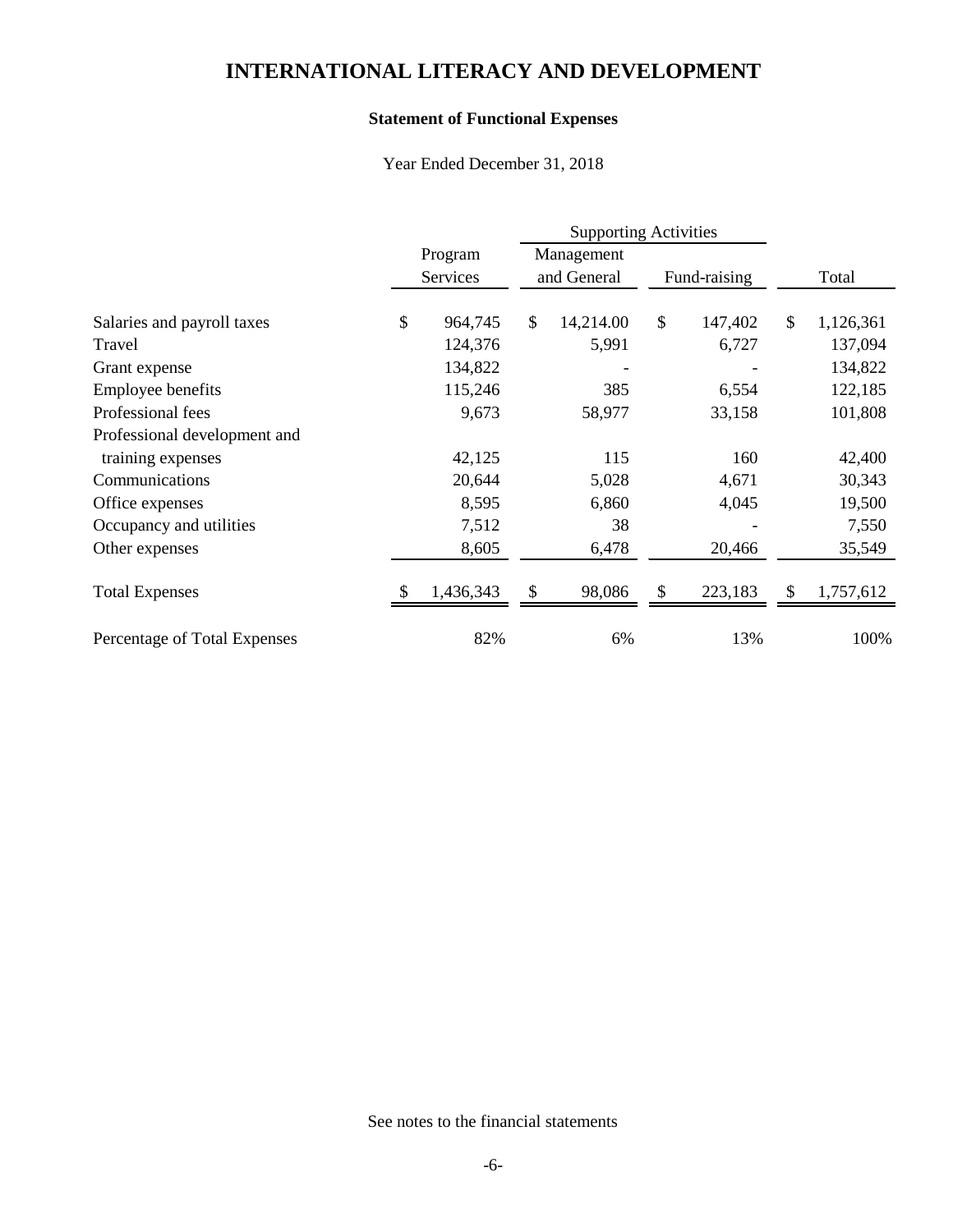# INTERNATIONAL LITERACY AND DEVELOPMENT

### Statement of Functional Expenses

Year Ended December 31, 2018

| | | Supporting Activities | | |
|---|---|---|---|---|
| | Program Services | Management and General | Fund-raising | Total |
| Salaries and payroll taxes | $ 964,745 | $ 14,214.00 | $ 147,402 | $ 1,126,361 |
| Travel | 124,376 | 5,991 | 6,727 | 137,094 |
| Grant expense | 134,822 | - | - | 134,822 |
| Employee benefits | 115,246 | 385 | 6,554 | 122,185 |
| Professional fees | 9,673 | 58,977 | 33,158 | 101,808 |
| Professional development and training expenses | 42,125 | 115 | 160 | 42,400 |
| Communications | 20,644 | 5,028 | 4,671 | 30,343 |
| Office expenses | 8,595 | 6,860 | 4,045 | 19,500 |
| Occupancy and utilities | 7,512 | 38 | - | 7,550 |
| Other expenses | 8,605 | 6,478 | 20,466 | 35,549 |
| Total Expenses | $ 1,436,343 | $ 98,086 | $ 223,183 | $ 1,757,612 |
| Percentage of Total Expenses | 82% | 6% | 13% | 100% |

See notes to the financial statements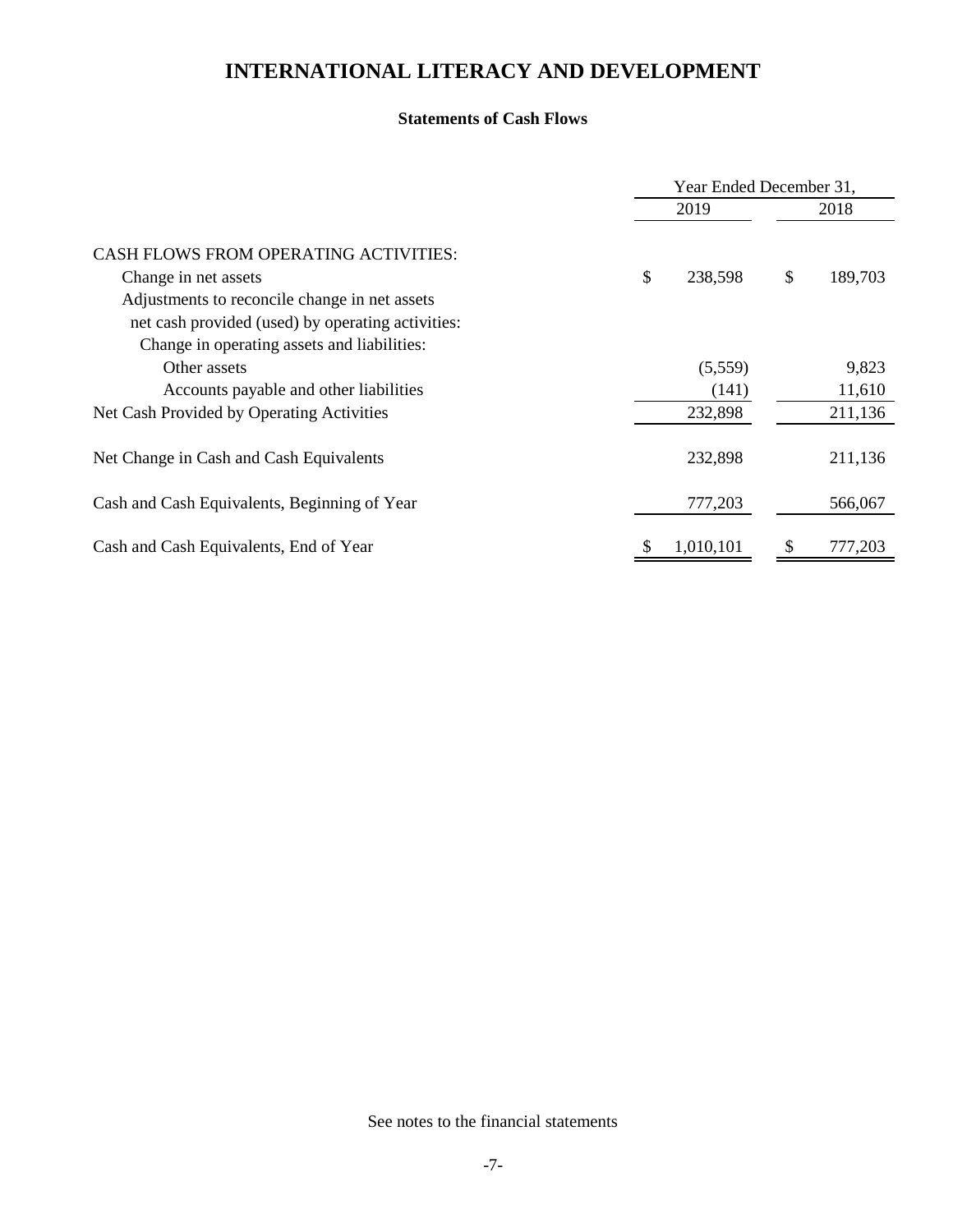# INTERNATIONAL LITERACY AND DEVELOPMENT

### Statements of Cash Flows

| | Year Ended December 31, | |
|---|---|---|
| | 2019 | 2018 |
| CASH FLOWS FROM OPERATING ACTIVITIES: | | |
| Change in net assets | $ 238,598 | $ 189,703 |
| Adjustments to reconcile change in net assets net cash provided (used) by operating activities: | | |
| Change in operating assets and liabilities: | | |
| Other assets | (5,559) | 9,823 |
| Accounts payable and other liabilities | (141) | 11,610 |
| Net Cash Provided by Operating Activities | 232,898 | 211,136 |
| Net Change in Cash and Cash Equivalents | 232,898 | 211,136 |
| Cash and Cash Equivalents, Beginning of Year | 777,203 | 566,067 |
| Cash and Cash Equivalents, End of Year | $ 1,010,101 | $ 777,203 |

See notes to the financial statements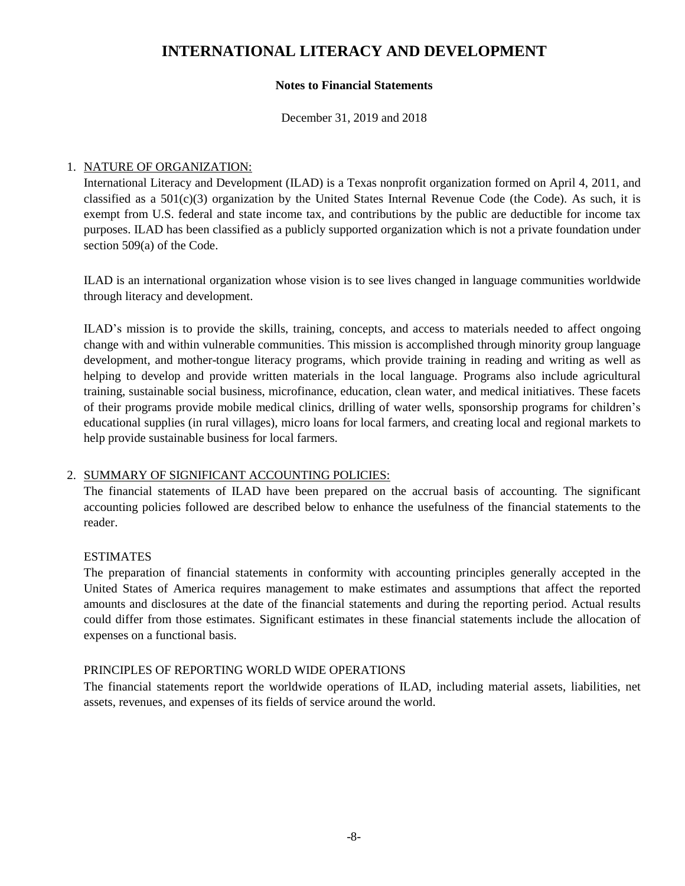# INTERNATIONAL LITERACY AND DEVELOPMENT

**Notes to Financial Statements**

December 31, 2019 and 2018

1. NATURE OF ORGANIZATION:

   International Literacy and Development (ILAD) is a Texas nonprofit organization formed on April 4, 2011, and classified as a 501(c)(3) organization by the United States Internal Revenue Code (the Code). As such, it is exempt from U.S. federal and state income tax, and contributions by the public are deductible for income tax purposes. ILAD has been classified as a publicly supported organization which is not a private foundation under section 509(a) of the Code.

   ILAD is an international organization whose vision is to see lives changed in language communities worldwide through literacy and development.

   ILAD's mission is to provide the skills, training, concepts, and access to materials needed to affect ongoing change with and within vulnerable communities. This mission is accomplished through minority group language development, and mother-tongue literacy programs, which provide training in reading and writing as well as helping to develop and provide written materials in the local language. Programs also include agricultural training, sustainable social business, microfinance, education, clean water, and medical initiatives. These facets of their programs provide mobile medical clinics, drilling of water wells, sponsorship programs for children's educational supplies (in rural villages), micro loans for local farmers, and creating local and regional markets to help provide sustainable business for local farmers.

2. SUMMARY OF SIGNIFICANT ACCOUNTING POLICIES:

   The financial statements of ILAD have been prepared on the accrual basis of accounting. The significant accounting policies followed are described below to enhance the usefulness of the financial statements to the reader.

   ESTIMATES

   The preparation of financial statements in conformity with accounting principles generally accepted in the United States of America requires management to make estimates and assumptions that affect the reported amounts and disclosures at the date of the financial statements and during the reporting period. Actual results could differ from those estimates. Significant estimates in these financial statements include the allocation of expenses on a functional basis.

   PRINCIPLES OF REPORTING WORLD WIDE OPERATIONS

   The financial statements report the worldwide operations of ILAD, including material assets, liabilities, net assets, revenues, and expenses of its fields of service around the world.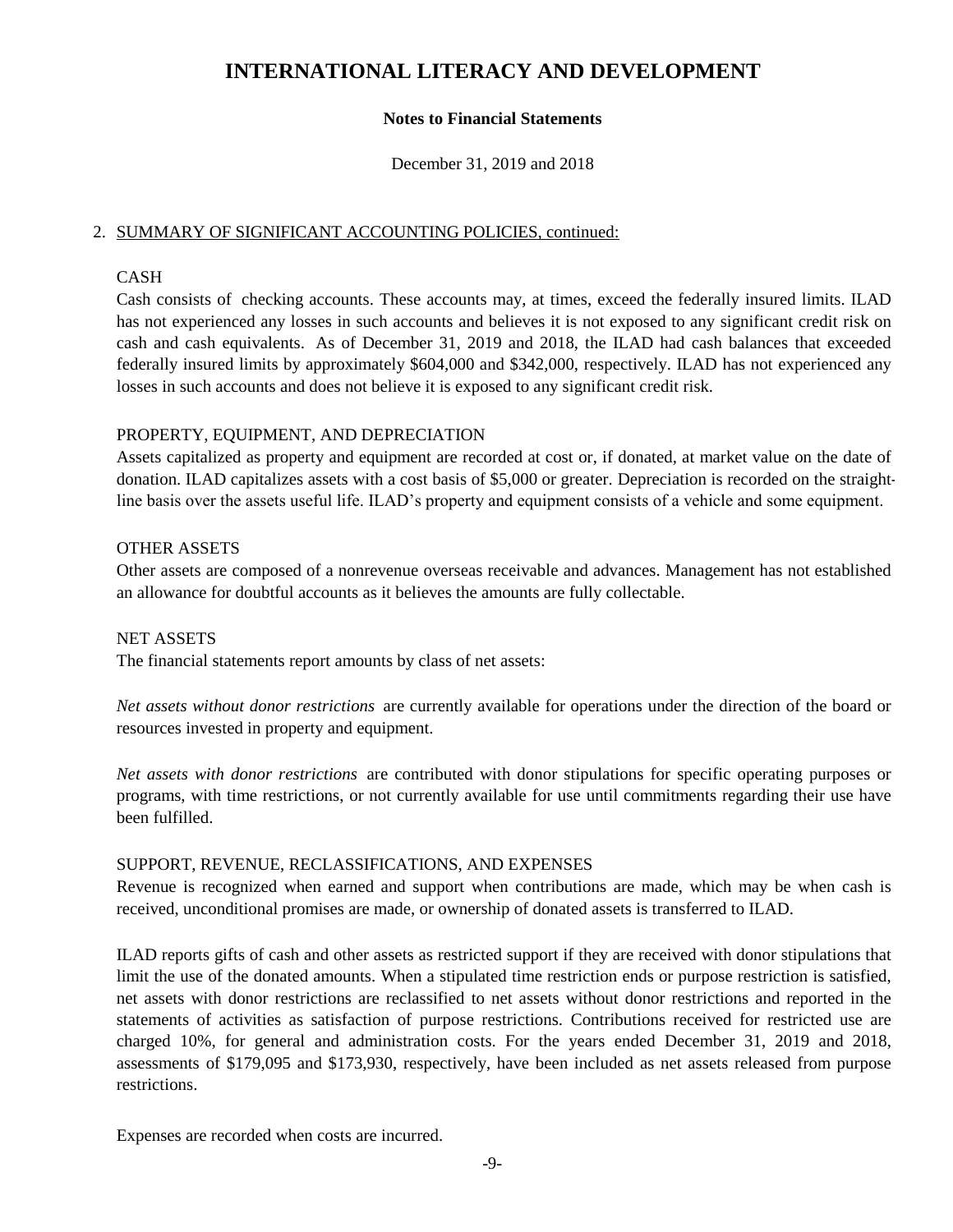# INTERNATIONAL LITERACY AND DEVELOPMENT

**Notes to Financial Statements**

December 31, 2019 and 2018

2. SUMMARY OF SIGNIFICANT ACCOUNTING POLICIES, continued:

CASH

Cash consists of checking accounts. These accounts may, at times, exceed the federally insured limits. ILAD has not experienced any losses in such accounts and believes it is not exposed to any significant credit risk on cash and cash equivalents. As of December 31, 2019 and 2018, the ILAD had cash balances that exceeded federally insured limits by approximately $604,000 and $342,000, respectively. ILAD has not experienced any losses in such accounts and does not believe it is exposed to any significant credit risk.

PROPERTY, EQUIPMENT, AND DEPRECIATION

Assets capitalized as property and equipment are recorded at cost or, if donated, at market value on the date of donation. ILAD capitalizes assets with a cost basis of $5,000 or greater. Depreciation is recorded on the straight-line basis over the assets useful life. ILAD's property and equipment consists of a vehicle and some equipment.

OTHER ASSETS

Other assets are composed of a nonrevenue overseas receivable and advances. Management has not established an allowance for doubtful accounts as it believes the amounts are fully collectable.

NET ASSETS

The financial statements report amounts by class of net assets:

*Net assets without donor restrictions* are currently available for operations under the direction of the board or resources invested in property and equipment.

*Net assets with donor restrictions* are contributed with donor stipulations for specific operating purposes or programs, with time restrictions, or not currently available for use until commitments regarding their use have been fulfilled.

SUPPORT, REVENUE, RECLASSIFICATIONS, AND EXPENSES

Revenue is recognized when earned and support when contributions are made, which may be when cash is received, unconditional promises are made, or ownership of donated assets is transferred to ILAD.

ILAD reports gifts of cash and other assets as restricted support if they are received with donor stipulations that limit the use of the donated amounts. When a stipulated time restriction ends or purpose restriction is satisfied, net assets with donor restrictions are reclassified to net assets without donor restrictions and reported in the statements of activities as satisfaction of purpose restrictions. Contributions received for restricted use are charged 10%, for general and administration costs. For the years ended December 31, 2019 and 2018, assessments of $179,095 and $173,930, respectively, have been included as net assets released from purpose restrictions.

Expenses are recorded when costs are incurred.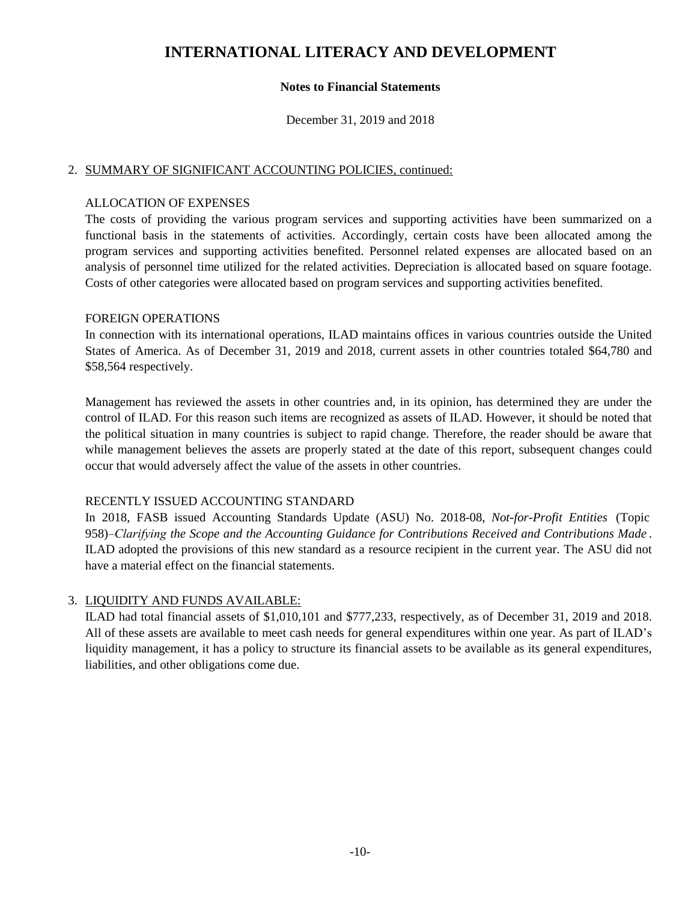# INTERNATIONAL LITERACY AND DEVELOPMENT

**Notes to Financial Statements**

December 31, 2019 and 2018

2. SUMMARY OF SIGNIFICANT ACCOUNTING POLICIES, continued:

ALLOCATION OF EXPENSES

The costs of providing the various program services and supporting activities have been summarized on a functional basis in the statements of activities. Accordingly, certain costs have been allocated among the program services and supporting activities benefited. Personnel related expenses are allocated based on an analysis of personnel time utilized for the related activities. Depreciation is allocated based on square footage. Costs of other categories were allocated based on program services and supporting activities benefited.

FOREIGN OPERATIONS

In connection with its international operations, ILAD maintains offices in various countries outside the United States of America. As of December 31, 2019 and 2018, current assets in other countries totaled $64,780 and $58,564 respectively.

Management has reviewed the assets in other countries and, in its opinion, has determined they are under the control of ILAD. For this reason such items are recognized as assets of ILAD. However, it should be noted that the political situation in many countries is subject to rapid change. Therefore, the reader should be aware that while management believes the assets are properly stated at the date of this report, subsequent changes could occur that would adversely affect the value of the assets in other countries.

RECENTLY ISSUED ACCOUNTING STANDARD

In 2018, FASB issued Accounting Standards Update (ASU) No. 2018-08, *Not-for-Profit Entities* (Topic 958)–*Clarifying the Scope and the Accounting Guidance for Contributions Received and Contributions Made*. ILAD adopted the provisions of this new standard as a resource recipient in the current year. The ASU did not have a material effect on the financial statements.

3. LIQUIDITY AND FUNDS AVAILABLE:

ILAD had total financial assets of $1,010,101 and $777,233, respectively, as of December 31, 2019 and 2018. All of these assets are available to meet cash needs for general expenditures within one year. As part of ILAD's liquidity management, it has a policy to structure its financial assets to be available as its general expenditures, liabilities, and other obligations come due.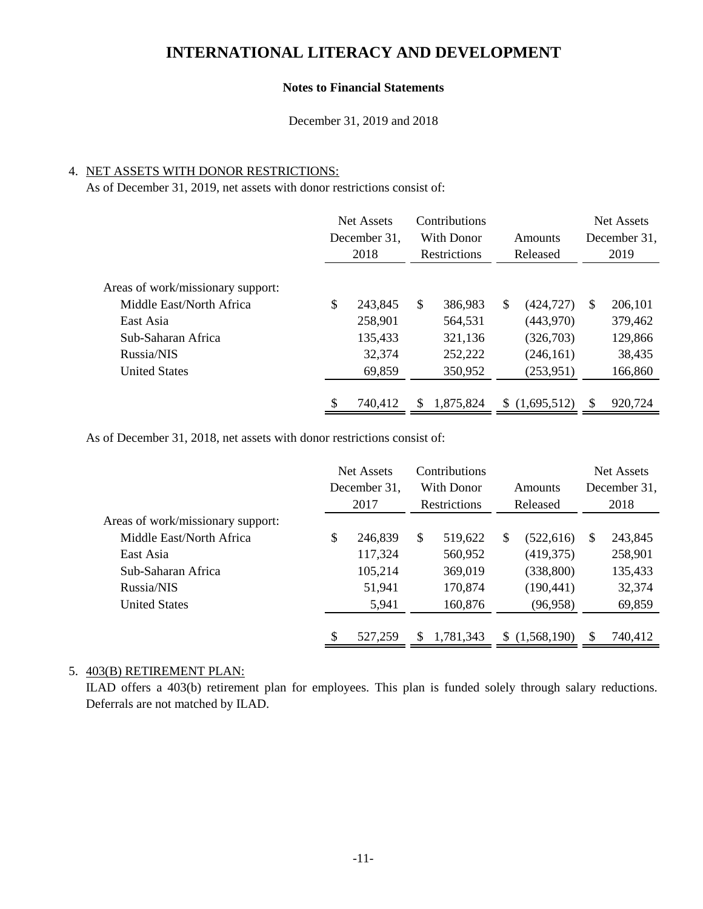# INTERNATIONAL LITERACY AND DEVELOPMENT

**Notes to Financial Statements**

December 31, 2019 and 2018

4. NET ASSETS WITH DONOR RESTRICTIONS:

As of December 31, 2019, net assets with donor restrictions consist of:

| | Net Assets December 31, 2018 | Contributions With Donor Restrictions | Amounts Released | Net Assets December 31, 2019 |
|---|---|---|---|---|
| Areas of work/missionary support: | | | | |
| Middle East/North Africa | $ 243,845 | $ 386,983 | $ (424,727) | $ 206,101 |
| East Asia | 258,901 | 564,531 | (443,970) | 379,462 |
| Sub-Saharan Africa | 135,433 | 321,136 | (326,703) | 129,866 |
| Russia/NIS | 32,374 | 252,222 | (246,161) | 38,435 |
| United States | 69,859 | 350,952 | (253,951) | 166,860 |
| | $ 740,412 | $ 1,875,824 | $ (1,695,512) | $ 920,724 |

As of December 31, 2018, net assets with donor restrictions consist of:

| | Net Assets December 31, 2017 | Contributions With Donor Restrictions | Amounts Released | Net Assets December 31, 2018 |
|---|---|---|---|---|
| Areas of work/missionary support: | | | | |
| Middle East/North Africa | $ 246,839 | $ 519,622 | $ (522,616) | $ 243,845 |
| East Asia | 117,324 | 560,952 | (419,375) | 258,901 |
| Sub-Saharan Africa | 105,214 | 369,019 | (338,800) | 135,433 |
| Russia/NIS | 51,941 | 170,874 | (190,441) | 32,374 |
| United States | 5,941 | 160,876 | (96,958) | 69,859 |
| | $ 527,259 | $ 1,781,343 | $ (1,568,190) | $ 740,412 |

5. 403(B) RETIREMENT PLAN:

ILAD offers a 403(b) retirement plan for employees. This plan is funded solely through salary reductions. Deferrals are not matched by ILAD.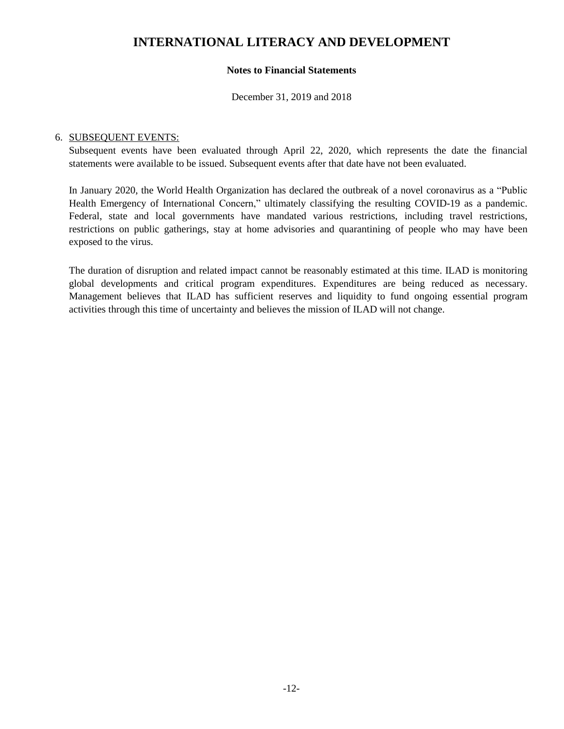# INTERNATIONAL LITERACY AND DEVELOPMENT

**Notes to Financial Statements**

December 31, 2019 and 2018

6. SUBSEQUENT EVENTS:

Subsequent events have been evaluated through April 22, 2020, which represents the date the financial statements were available to be issued. Subsequent events after that date have not been evaluated.

In January 2020, the World Health Organization has declared the outbreak of a novel coronavirus as a "Public Health Emergency of International Concern," ultimately classifying the resulting COVID-19 as a pandemic. Federal, state and local governments have mandated various restrictions, including travel restrictions, restrictions on public gatherings, stay at home advisories and quarantining of people who may have been exposed to the virus.

The duration of disruption and related impact cannot be reasonably estimated at this time. ILAD is monitoring global developments and critical program expenditures. Expenditures are being reduced as necessary. Management believes that ILAD has sufficient reserves and liquidity to fund ongoing essential program activities through this time of uncertainty and believes the mission of ILAD will not change.